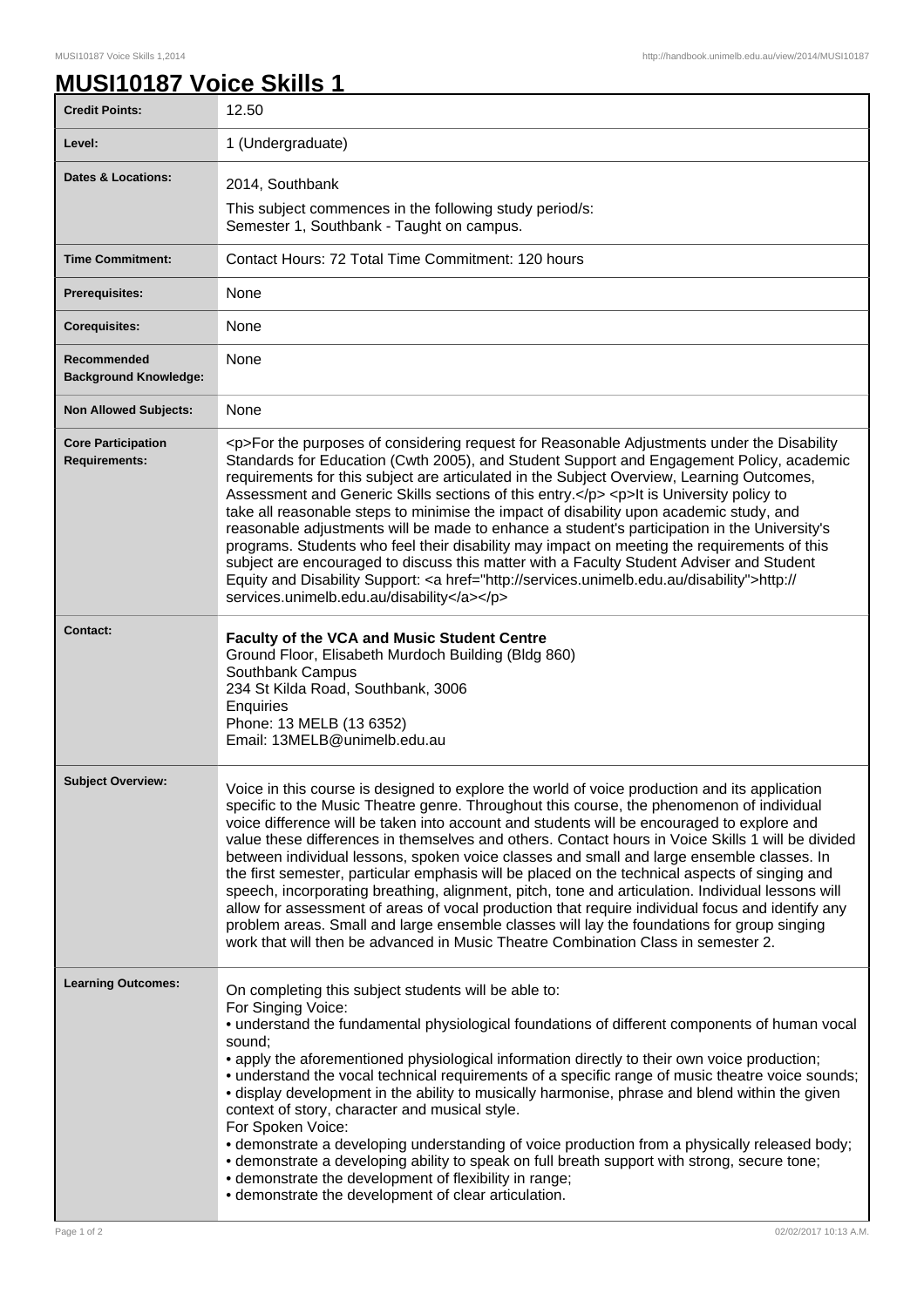# MUSI10187 Voice Skills 1

| | |
|---|---|
| **Credit Points:** | 12.50 |
| **Level:** | 1 (Undergraduate) |
| **Dates & Locations:** | 2014, Southbank<br>This subject commences in the following study period/s:<br>Semester 1, Southbank - Taught on campus. |
| **Time Commitment:** | Contact Hours: 72 Total Time Commitment: 120 hours |
| **Prerequisites:** | None |
| **Corequisites:** | None |
| **Recommended Background Knowledge:** | None |
| **Non Allowed Subjects:** | None |
| **Core Participation Requirements:** | <p>For the purposes of considering request for Reasonable Adjustments under the Disability Standards for Education (Cwth 2005), and Student Support and Engagement Policy, academic requirements for this subject are articulated in the Subject Overview, Learning Outcomes, Assessment and Generic Skills sections of this entry.</p> <p>It is University policy to take all reasonable steps to minimise the impact of disability upon academic study, and reasonable adjustments will be made to enhance a student's participation in the University's programs. Students who feel their disability may impact on meeting the requirements of this subject are encouraged to discuss this matter with a Faculty Student Adviser and Student Equity and Disability Support: <a href="http://services.unimelb.edu.au/disability">http://services.unimelb.edu.au/disability</a></p> |
| **Contact:** | **Faculty of the VCA and Music Student Centre**<br>Ground Floor, Elisabeth Murdoch Building (Bldg 860)<br>Southbank Campus<br>234 St Kilda Road, Southbank, 3006<br>Enquiries<br>Phone: 13 MELB (13 6352)<br>Email: 13MELB@unimelb.edu.au |
| **Subject Overview:** | Voice in this course is designed to explore the world of voice production and its application specific to the Music Theatre genre. Throughout this course, the phenomenon of individual voice difference will be taken into account and students will be encouraged to explore and value these differences in themselves and others. Contact hours in Voice Skills 1 will be divided between individual lessons, spoken voice classes and small and large ensemble classes. In the first semester, particular emphasis will be placed on the technical aspects of singing and speech, incorporating breathing, alignment, pitch, tone and articulation. Individual lessons will allow for assessment of areas of vocal production that require individual focus and identify any problem areas. Small and large ensemble classes will lay the foundations for group singing work that will then be advanced in Music Theatre Combination Class in semester 2. |
| **Learning Outcomes:** | On completing this subject students will be able to:<br>For Singing Voice:<br>• understand the fundamental physiological foundations of different components of human vocal sound;<br>• apply the aforementioned physiological information directly to their own voice production;<br>• understand the vocal technical requirements of a specific range of music theatre voice sounds;<br>• display development in the ability to musically harmonise, phrase and blend within the given context of story, character and musical style.<br>For Spoken Voice:<br>• demonstrate a developing understanding of voice production from a physically released body;<br>• demonstrate a developing ability to speak on full breath support with strong, secure tone;<br>• demonstrate the development of flexibility in range;<br>• demonstrate the development of clear articulation. |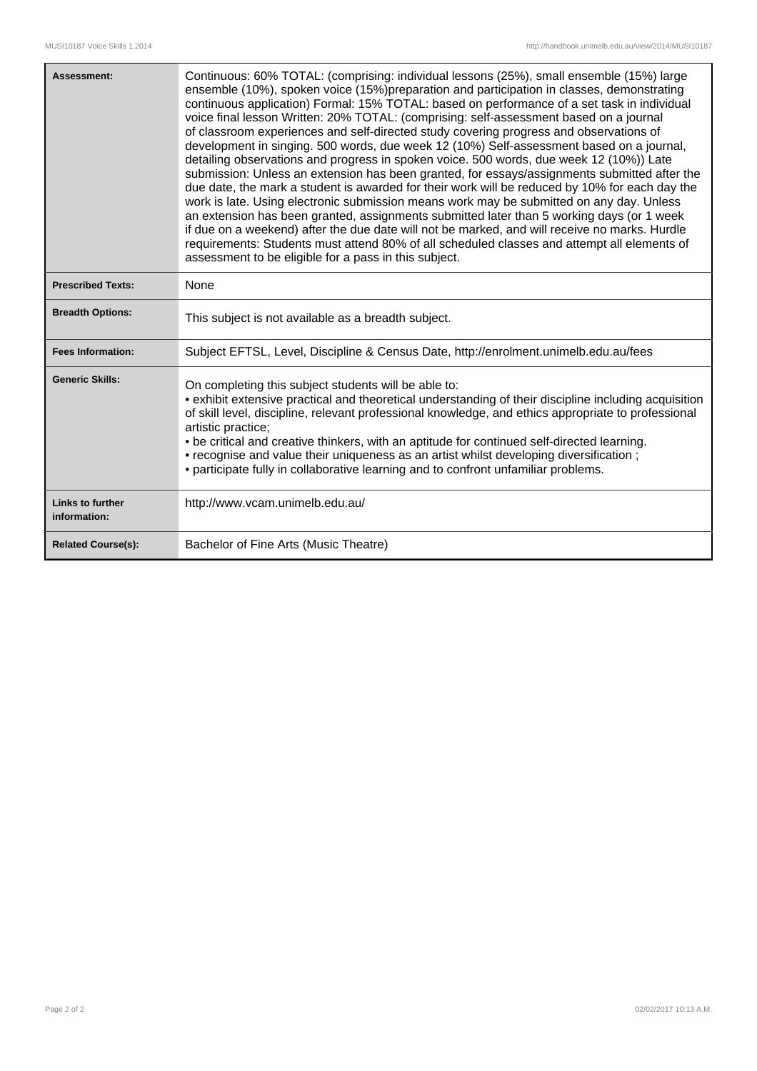| | |
|---|---|
| **Assessment:** | Continuous: 60% TOTAL: (comprising: individual lessons (25%), small ensemble (15%) large ensemble (10%), spoken voice (15%)preparation and participation in classes, demonstrating continuous application) Formal: 15% TOTAL: based on performance of a set task in individual voice final lesson Written: 20% TOTAL: (comprising: self-assessment based on a journal of classroom experiences and self-directed study covering progress and observations of development in singing. 500 words, due week 12 (10%) Self-assessment based on a journal, detailing observations and progress in spoken voice. 500 words, due week 12 (10%)) Late submission: Unless an extension has been granted, for essays/assignments submitted after the due date, the mark a student is awarded for their work will be reduced by 10% for each day the work is late. Using electronic submission means work may be submitted on any day. Unless an extension has been granted, assignments submitted later than 5 working days (or 1 week if due on a weekend) after the due date will not be marked, and will receive no marks. Hurdle requirements: Students must attend 80% of all scheduled classes and attempt all elements of assessment to be eligible for a pass in this subject. |
| **Prescribed Texts:** | None |
| **Breadth Options:** | This subject is not available as a breadth subject. |
| **Fees Information:** | Subject EFTSL, Level, Discipline & Census Date, http://enrolment.unimelb.edu.au/fees |
| **Generic Skills:** | On completing this subject students will be able to:<br>• exhibit extensive practical and theoretical understanding of their discipline including acquisition of skill level, discipline, relevant professional knowledge, and ethics appropriate to professional artistic practice;<br>• be critical and creative thinkers, with an aptitude for continued self-directed learning.<br>• recognise and value their uniqueness as an artist whilst developing diversification ;<br>• participate fully in collaborative learning and to confront unfamiliar problems. |
| **Links to further information:** | http://www.vcam.unimelb.edu.au/ |
| **Related Course(s):** | Bachelor of Fine Arts (Music Theatre) |